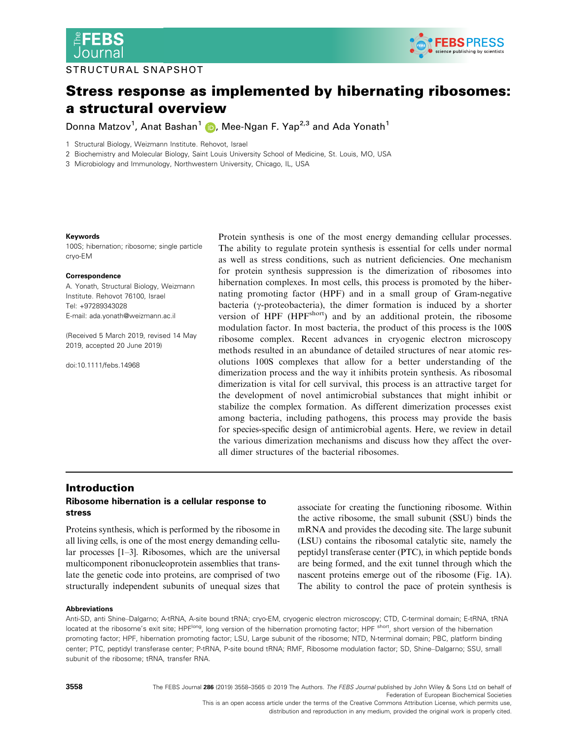STRUCTURAL SNAPSHOT

# Stress response as implemented by hibernating ribosomes: a structural overview

Donna Matzov[1], Anat Bashan[1], Mee-Ngan F. Yap[2,3] and Ada Yonath[1]

1 Structural Biology, Weizmann Institute. Rehovot, Israel
2 Biochemistry and Molecular Biology, Saint Louis University School of Medicine, St. Louis, MO, USA
3 Microbiology and Immunology, Northwestern University, Chicago, IL, USA

**Keywords**

100S; hibernation; ribosome; single particle cryo-EM

**Correspondence**

A. Yonath, Structural Biology, Weizmann Institute. Rehovot 76100, Israel
Tel: +97289343028
E-mail: ada.yonath@weizmann.ac.il

(Received 5 March 2019, revised 14 May 2019, accepted 20 June 2019)

doi:10.1111/febs.14968

Protein synthesis is one of the most energy demanding cellular processes. The ability to regulate protein synthesis is essential for cells under normal as well as stress conditions, such as nutrient deficiencies. One mechanism for protein synthesis suppression is the dimerization of ribosomes into hibernation complexes. In most cells, this process is promoted by the hibernating promoting factor (HPF) and in a small group of Gram-negative bacteria (γ-proteobacteria), the dimer formation is induced by a shorter version of HPF (HPF$^{short}$) and by an additional protein, the ribosome modulation factor. In most bacteria, the product of this process is the 100S ribosome complex. Recent advances in cryogenic electron microscopy methods resulted in an abundance of detailed structures of near atomic resolutions 100S complexes that allow for a better understanding of the dimerization process and the way it inhibits protein synthesis. As ribosomal dimerization is vital for cell survival, this process is an attractive target for the development of novel antimicrobial substances that might inhibit or stabilize the complex formation. As different dimerization processes exist among bacteria, including pathogens, this process may provide the basis for species-specific design of antimicrobial agents. Here, we review in detail the various dimerization mechanisms and discuss how they affect the overall dimer structures of the bacterial ribosomes.

## Introduction

### Ribosome hibernation is a cellular response to stress

Proteins synthesis, which is performed by the ribosome in all living cells, is one of the most energy demanding cellular processes [1–3]. Ribosomes, which are the universal multicomponent ribonucleoprotein assemblies that translate the genetic code into proteins, are comprised of two structurally independent subunits of unequal sizes that associate for creating the functioning ribosome. Within the active ribosome, the small subunit (SSU) binds the mRNA and provides the decoding site. The large subunit (LSU) contains the ribosomal catalytic site, namely the peptidyl transferase center (PTC), in which peptide bonds are being formed, and the exit tunnel through which the nascent proteins emerge out of the ribosome (Fig. 1A). The ability to control the pace of protein synthesis is

**Abbreviations**

Anti-SD, anti Shine–Dalgarno; A-tRNA, A-site bound tRNA; cryo-EM, cryogenic electron microscopy; CTD, C-terminal domain; E-tRNA, tRNA located at the ribosome's exit site; HPF$^{long}$, long version of the hibernation promoting factor; HPF $^{short}$, short version of the hibernation promoting factor; HPF, hibernation promoting factor; LSU, Large subunit of the ribosome; NTD, N-terminal domain; PBC, platform binding center; PTC, peptidyl transferase center; P-tRNA, P-site bound tRNA; RMF, Ribosome modulation factor; SD, Shine–Dalgarno; SSU, small subunit of the ribosome; tRNA, transfer RNA.

This is an open access article under the terms of the Creative Commons Attribution License, which permits use, distribution and reproduction in any medium, provided the original work is properly cited.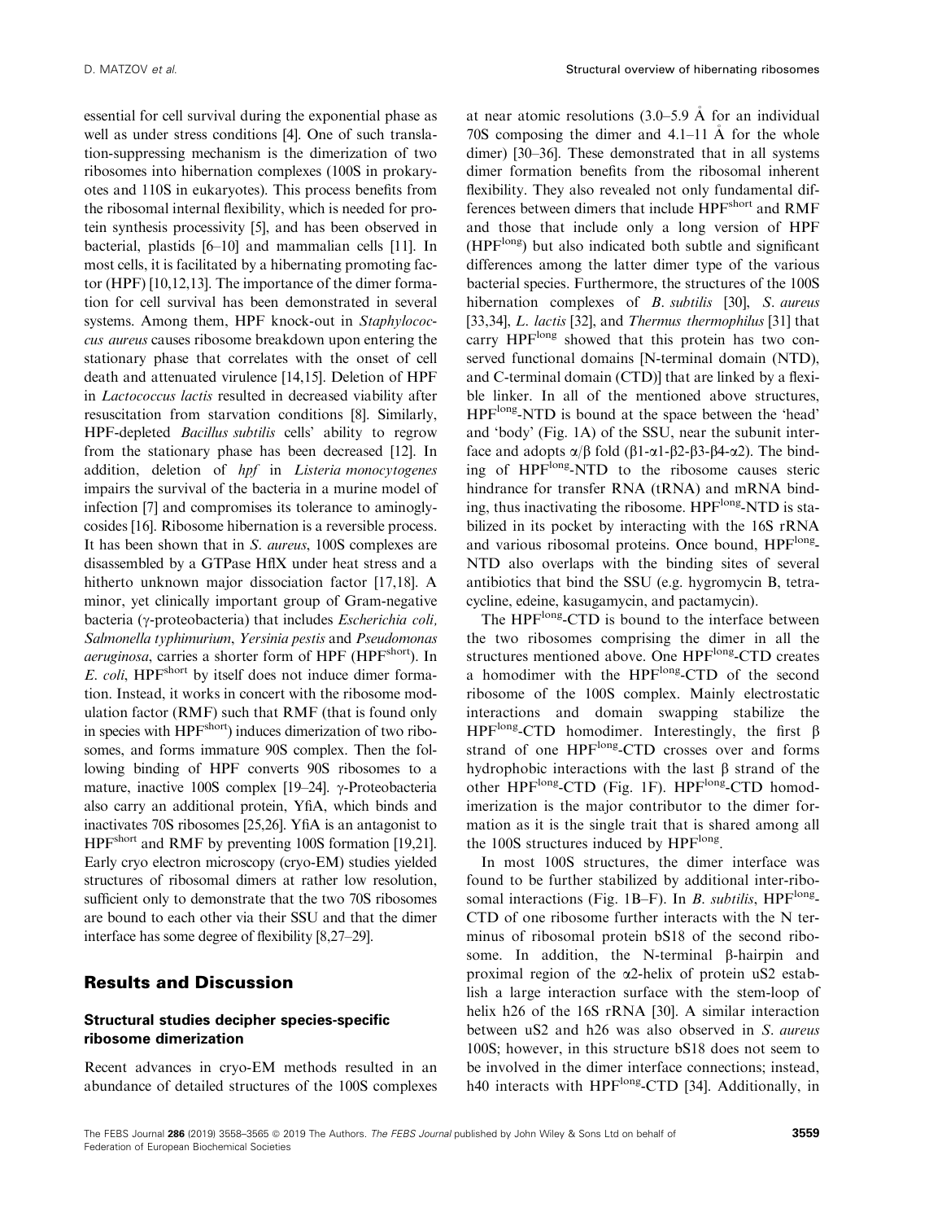essential for cell survival during the exponential phase as well as under stress conditions [4]. One of such translation-suppressing mechanism is the dimerization of two ribosomes into hibernation complexes (100S in prokaryotes and 110S in eukaryotes). This process benefits from the ribosomal internal flexibility, which is needed for protein synthesis processivity [5], and has been observed in bacterial, plastids [6–10] and mammalian cells [11]. In most cells, it is facilitated by a hibernating promoting factor (HPF) [10,12,13]. The importance of the dimer formation for cell survival has been demonstrated in several systems. Among them, HPF knock-out in *Staphylococcus aureus* causes ribosome breakdown upon entering the stationary phase that correlates with the onset of cell death and attenuated virulence [14,15]. Deletion of HPF in *Lactococcus lactis* resulted in decreased viability after resuscitation from starvation conditions [8]. Similarly, HPF-depleted *Bacillus subtilis* cells' ability to regrow from the stationary phase has been decreased [12]. In addition, deletion of *hpf* in *Listeria monocytogenes* impairs the survival of the bacteria in a murine model of infection [7] and compromises its tolerance to aminoglycosides [16]. Ribosome hibernation is a reversible process. It has been shown that in *S. aureus*, 100S complexes are disassembled by a GTPase HflX under heat stress and a hitherto unknown major dissociation factor [17,18]. A minor, yet clinically important group of Gram-negative bacteria (γ-proteobacteria) that includes *Escherichia coli, Salmonella typhimurium*, *Yersinia pestis* and *Pseudomonas aeruginosa*, carries a shorter form of HPF ($HPF^{short}$). In *E. coli*, $HPF^{short}$ by itself does not induce dimer formation. Instead, it works in concert with the ribosome modulation factor (RMF) such that RMF (that is found only in species with $HPF^{short}$) induces dimerization of two ribosomes, and forms immature 90S complex. Then the following binding of HPF converts 90S ribosomes to a mature, inactive 100S complex [19–24]. γ-Proteobacteria also carry an additional protein, YfiA, which binds and inactivates 70S ribosomes [25,26]. YfiA is an antagonist to $HPF^{short}$ and RMF by preventing 100S formation [19,21]. Early cryo electron microscopy (cryo-EM) studies yielded structures of ribosomal dimers at rather low resolution, sufficient only to demonstrate that the two 70S ribosomes are bound to each other via their SSU and that the dimer interface has some degree of flexibility [8,27–29].

## Results and Discussion

### Structural studies decipher species-specific ribosome dimerization

Recent advances in cryo-EM methods resulted in an abundance of detailed structures of the 100S complexes at near atomic resolutions (3.0–5.9 Å for an individual 70S composing the dimer and 4.1–11 Å for the whole dimer) [30–36]. These demonstrated that in all systems dimer formation benefits from the ribosomal inherent flexibility. They also revealed not only fundamental differences between dimers that include $HPF^{short}$ and RMF and those that include only a long version of HPF ($HPF^{long}$) but also indicated both subtle and significant differences among the latter dimer type of the various bacterial species. Furthermore, the structures of the 100S hibernation complexes of *B. subtilis* [30], *S. aureus* [33,34], *L. lactis* [32], and *Thermus thermophilus* [31] that carry $HPF^{long}$ showed that this protein has two conserved functional domains [N-terminal domain (NTD), and C-terminal domain (CTD)] that are linked by a flexible linker. In all of the mentioned above structures, $HPF^{long}$-NTD is bound at the space between the 'head' and 'body' (Fig. 1A) of the SSU, near the subunit interface and adopts α/β fold (β1-α1-β2-β3-β4-α2). The binding of $HPF^{long}$-NTD to the ribosome causes steric hindrance for transfer RNA (tRNA) and mRNA binding, thus inactivating the ribosome. $HPF^{long}$-NTD is stabilized in its pocket by interacting with the 16S rRNA and various ribosomal proteins. Once bound, $HPF^{long}$-NTD also overlaps with the binding sites of several antibiotics that bind the SSU (e.g. hygromycin B, tetracycline, edeine, kasugamycin, and pactamycin).

The $HPF^{long}$-CTD is bound to the interface between the two ribosomes comprising the dimer in all the structures mentioned above. One $HPF^{long}$-CTD creates a homodimer with the $HPF^{long}$-CTD of the second ribosome of the 100S complex. Mainly electrostatic interactions and domain swapping stabilize the $HPF^{long}$-CTD homodimer. Interestingly, the first β strand of one $HPF^{long}$-CTD crosses over and forms hydrophobic interactions with the last β strand of the other $HPF^{long}$-CTD (Fig. 1F). $HPF^{long}$-CTD homodimerization is the major contributor to the dimer formation as it is the single trait that is shared among all the 100S structures induced by $HPF^{long}$.

In most 100S structures, the dimer interface was found to be further stabilized by additional inter-ribosomal interactions (Fig. 1B–F). In *B. subtilis*, $HPF^{long}$-CTD of one ribosome further interacts with the N terminus of ribosomal protein bS18 of the second ribosome. In addition, the N-terminal β-hairpin and proximal region of the α2-helix of protein uS2 establish a large interaction surface with the stem-loop of helix h26 of the 16S rRNA [30]. A similar interaction between uS2 and h26 was also observed in *S. aureus* 100S; however, in this structure bS18 does not seem to be involved in the dimer interface connections; instead, h40 interacts with $HPF^{long}$-CTD [34]. Additionally, in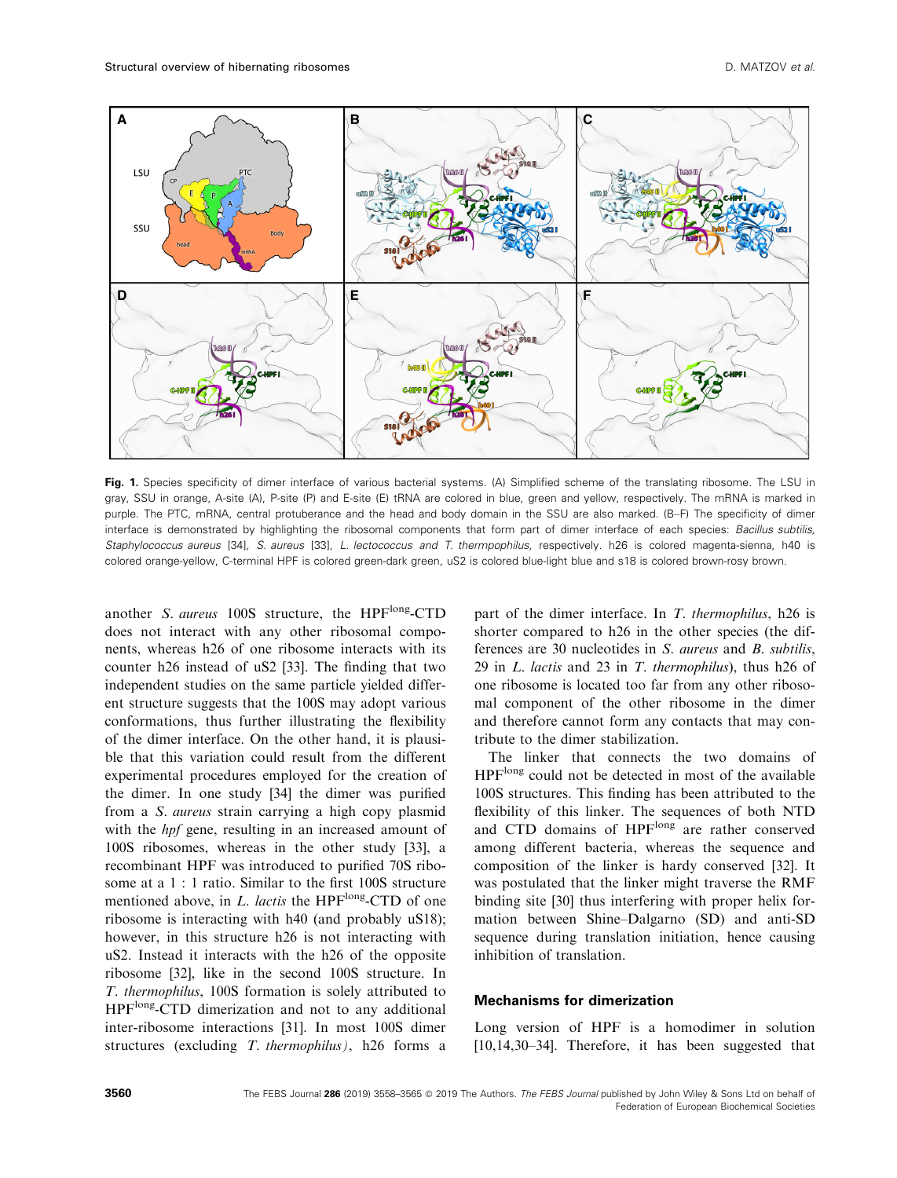A

LSU

SSU

CP

E

P

PTC

A

head

Body

mRNA

B

C

D

E

F

**Fig. 1.** Species specificity of dimer interface of various bacterial systems. (A) Simplified scheme of the translating ribosome. The LSU in gray, SSU in orange, A-site (A), P-site (P) and E-site (E) tRNA are colored in blue, green and yellow, respectively. The mRNA is marked in purple. The PTC, mRNA, central protuberance and the head and body domain in the SSU are also marked. (B–F) The specificity of dimer interface is demonstrated by highlighting the ribosomal components that form part of dimer interface of each species: *Bacillus subtilis, Staphylococcus aureus* [34], *S. aureus* [33], *L. lectococcus and T. thermpophilus*, respectively. h26 is colored magenta-sienna, h40 is colored orange-yellow, C-terminal HPF is colored green-dark green, uS2 is colored blue-light blue and s18 is colored brown-rosy brown.

another *S. aureus* 100S structure, the HPF$^{long}$-CTD does not interact with any other ribosomal components, whereas h26 of one ribosome interacts with its counter h26 instead of uS2 [33]. The finding that two independent studies on the same particle yielded different structure suggests that the 100S may adopt various conformations, thus further illustrating the flexibility of the dimer interface. On the other hand, it is plausible that this variation could result from the different experimental procedures employed for the creation of the dimer. In one study [34] the dimer was purified from a *S. aureus* strain carrying a high copy plasmid with the *hpf* gene, resulting in an increased amount of 100S ribosomes, whereas in the other study [33], a recombinant HPF was introduced to purified 70S ribosome at a 1 : 1 ratio. Similar to the first 100S structure mentioned above, in *L. lactis* the HPF$^{long}$-CTD of one ribosome is interacting with h40 (and probably uS18); however, in this structure h26 is not interacting with uS2. Instead it interacts with the h26 of the opposite ribosome [32], like in the second 100S structure. In *T. thermophilus*, 100S formation is solely attributed to HPF$^{long}$-CTD dimerization and not to any additional inter-ribosome interactions [31]. In most 100S dimer structures (excluding *T. thermophilus)*, h26 forms a part of the dimer interface. In *T. thermophilus*, h26 is shorter compared to h26 in the other species (the differences are 30 nucleotides in *S. aureus* and *B. subtilis*, 29 in *L. lactis* and 23 in *T. thermophilus*), thus h26 of one ribosome is located too far from any other ribosomal component of the other ribosome in the dimer and therefore cannot form any contacts that may contribute to the dimer stabilization.

The linker that connects the two domains of HPF$^{long}$ could not be detected in most of the available 100S structures. This finding has been attributed to the flexibility of this linker. The sequences of both NTD and CTD domains of HPF$^{long}$ are rather conserved among different bacteria, whereas the sequence and composition of the linker is hardy conserved [32]. It was postulated that the linker might traverse the RMF binding site [30] thus interfering with proper helix formation between Shine–Dalgarno (SD) and anti-SD sequence during translation initiation, hence causing inhibition of translation.

## Mechanisms for dimerization

Long version of HPF is a homodimer in solution [10,14,30–34]. Therefore, it has been suggested that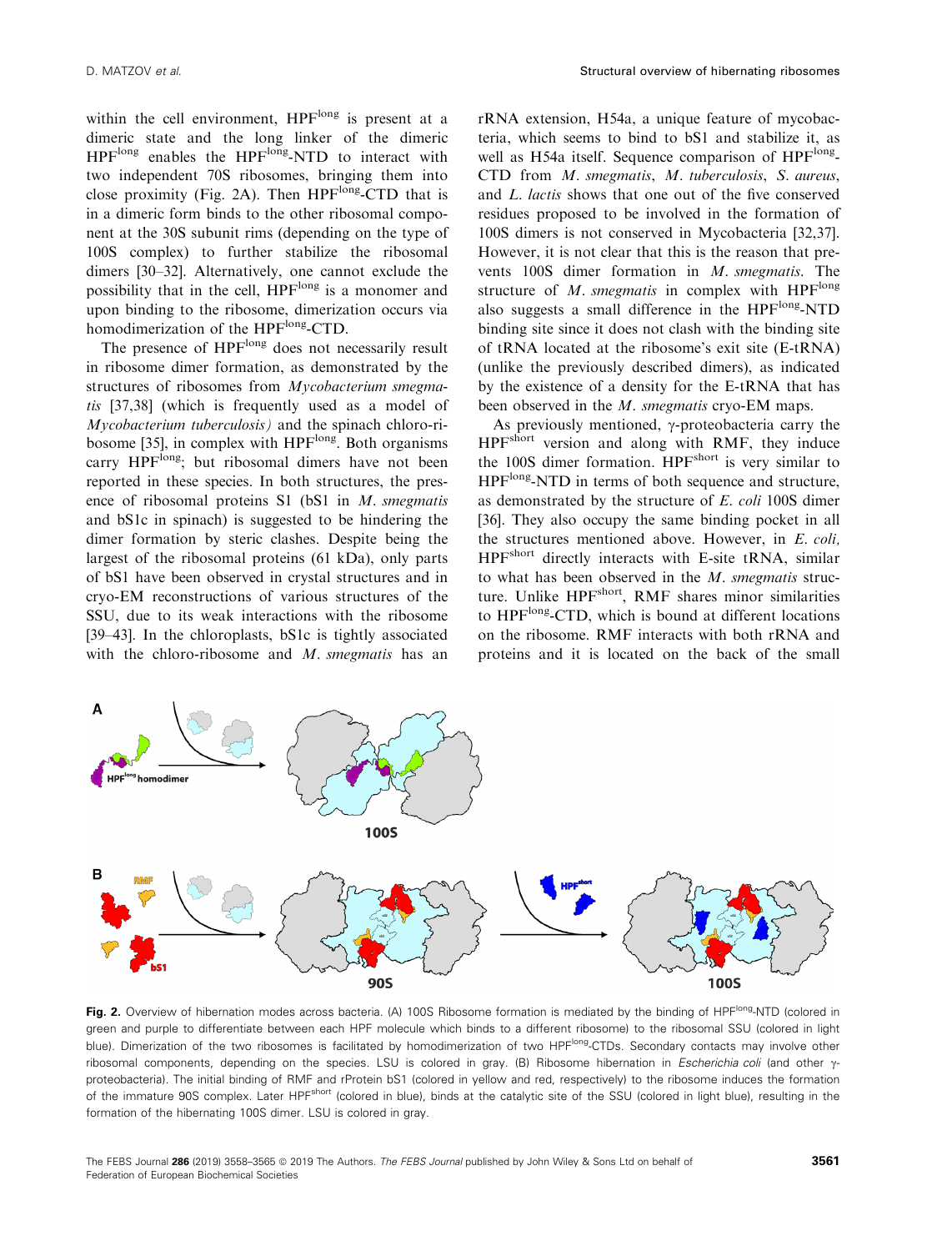within the cell environment, $HPF^{long}$ is present at a dimeric state and the long linker of the dimeric $HPF^{long}$ enables the $HPF^{long}$-NTD to interact with two independent 70S ribosomes, bringing them into close proximity (Fig. 2A). Then $HPF^{long}$-CTD that is in a dimeric form binds to the other ribosomal component at the 30S subunit rims (depending on the type of 100S complex) to further stabilize the ribosomal dimers [30–32]. Alternatively, one cannot exclude the possibility that in the cell, $HPF^{long}$ is a monomer and upon binding to the ribosome, dimerization occurs via homodimerization of the $HPF^{long}$-CTD.

The presence of $HPF^{long}$ does not necessarily result in ribosome dimer formation, as demonstrated by the structures of ribosomes from *Mycobacterium smegmatis* [37,38] (which is frequently used as a model of *Mycobacterium tuberculosis)* and the spinach chloro-ribosome [35], in complex with $HPF^{long}$. Both organisms carry $HPF^{long}$; but ribosomal dimers have not been reported in these species. In both structures, the presence of ribosomal proteins S1 (bS1 in *M. smegmatis* and bS1c in spinach) is suggested to be hindering the dimer formation by steric clashes. Despite being the largest of the ribosomal proteins (61 kDa), only parts of bS1 have been observed in crystal structures and in cryo-EM reconstructions of various structures of the SSU, due to its weak interactions with the ribosome [39–43]. In the chloroplasts, bS1c is tightly associated with the chloro-ribosome and *M. smegmatis* has an rRNA extension, H54a, a unique feature of mycobacteria, which seems to bind to bS1 and stabilize it, as well as H54a itself. Sequence comparison of $HPF^{long}$-CTD from *M. smegmatis*, *M. tuberculosis*, *S. aureus*, and *L. lactis* shows that one out of the five conserved residues proposed to be involved in the formation of 100S dimers is not conserved in Mycobacteria [32,37]. However, it is not clear that this is the reason that prevents 100S dimer formation in *M. smegmatis*. The structure of *M. smegmatis* in complex with $HPF^{long}$ also suggests a small difference in the $HPF^{long}$-NTD binding site since it does not clash with the binding site of tRNA located at the ribosome's exit site (E-tRNA) (unlike the previously described dimers), as indicated by the existence of a density for the E-tRNA that has been observed in the *M. smegmatis* cryo-EM maps.

As previously mentioned, γ-proteobacteria carry the $HPF^{short}$ version and along with RMF, they induce the 100S dimer formation. $HPF^{short}$ is very similar to $HPF^{long}$-NTD in terms of both sequence and structure, as demonstrated by the structure of *E. coli* 100S dimer [36]. They also occupy the same binding pocket in all the structures mentioned above. However, in *E. coli,* $HPF^{short}$ directly interacts with E-site tRNA, similar to what has been observed in the *M. smegmatis* structure. Unlike $HPF^{short}$, RMF shares minor similarities to $HPF^{long}$-CTD, which is bound at different locations on the ribosome. RMF interacts with both rRNA and proteins and it is located on the back of the small

A

HPF^long homodimer

100S

B

RMF

bS1

90S

HPF^short

100S

**Fig. 2.** Overview of hibernation modes across bacteria. (A) 100S Ribosome formation is mediated by the binding of $HPF^{long}$-NTD (colored in green and purple to differentiate between each HPF molecule which binds to a different ribosome) to the ribosomal SSU (colored in light blue). Dimerization of the two ribosomes is facilitated by homodimerization of two $HPF^{long}$-CTDs. Secondary contacts may involve other ribosomal components, depending on the species. LSU is colored in gray. (B) Ribosome hibernation in *Escherichia coli* (and other γ-proteobacteria). The initial binding of RMF and rProtein bS1 (colored in yellow and red, respectively) to the ribosome induces the formation of the immature 90S complex. Later $HPF^{short}$ (colored in blue), binds at the catalytic site of the SSU (colored in light blue), resulting in the formation of the hibernating 100S dimer. LSU is colored in gray.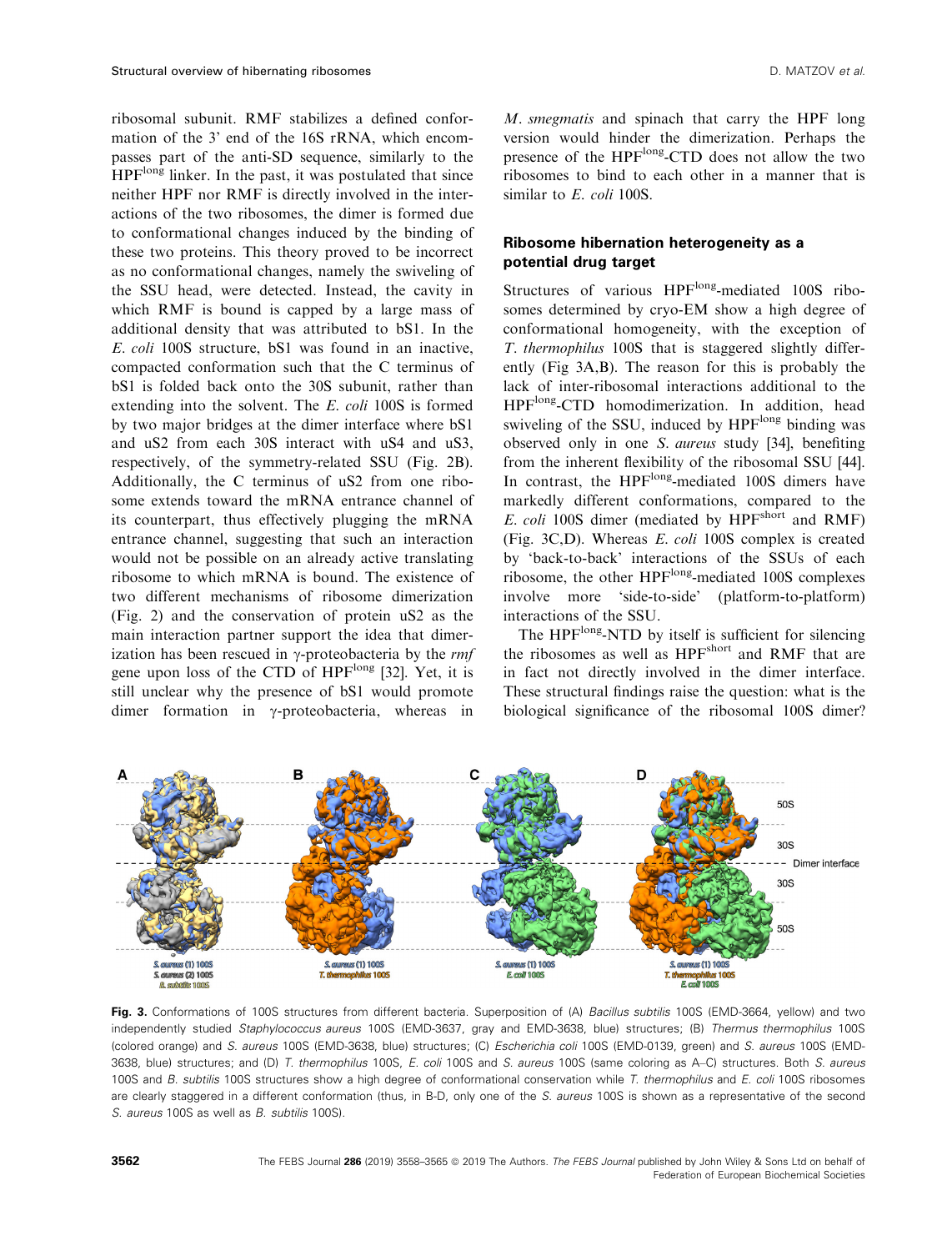ribosomal subunit. RMF stabilizes a defined conformation of the 3' end of the 16S rRNA, which encompasses part of the anti-SD sequence, similarly to the HPF$^{long}$ linker. In the past, it was postulated that since neither HPF nor RMF is directly involved in the interactions of the two ribosomes, the dimer is formed due to conformational changes induced by the binding of these two proteins. This theory proved to be incorrect as no conformational changes, namely the swiveling of the SSU head, were detected. Instead, the cavity in which RMF is bound is capped by a large mass of additional density that was attributed to bS1. In the *E. coli* 100S structure, bS1 was found in an inactive, compacted conformation such that the C terminus of bS1 is folded back onto the 30S subunit, rather than extending into the solvent. The *E. coli* 100S is formed by two major bridges at the dimer interface where bS1 and uS2 from each 30S interact with uS4 and uS3, respectively, of the symmetry-related SSU (Fig. 2B). Additionally, the C terminus of uS2 from one ribosome extends toward the mRNA entrance channel of its counterpart, thus effectively plugging the mRNA entrance channel, suggesting that such an interaction would not be possible on an already active translating ribosome to which mRNA is bound. The existence of two different mechanisms of ribosome dimerization (Fig. 2) and the conservation of protein uS2 as the main interaction partner support the idea that dimerization has been rescued in γ-proteobacteria by the *rmf* gene upon loss of the CTD of HPF$^{long}$ [32]. Yet, it is still unclear why the presence of bS1 would promote dimer formation in γ-proteobacteria, whereas in *M. smegmatis* and spinach that carry the HPF long version would hinder the dimerization. Perhaps the presence of the HPF$^{long}$-CTD does not allow the two ribosomes to bind to each other in a manner that is similar to *E. coli* 100S.

## Ribosome hibernation heterogeneity as a potential drug target

Structures of various HPF$^{long}$-mediated 100S ribosomes determined by cryo-EM show a high degree of conformational homogeneity, with the exception of *T. thermophilus* 100S that is staggered slightly differently (Fig 3A,B). The reason for this is probably the lack of inter-ribosomal interactions additional to the HPF$^{long}$-CTD homodimerization. In addition, head swiveling of the SSU, induced by HPF$^{long}$ binding was observed only in one *S. aureus* study [34], benefiting from the inherent flexibility of the ribosomal SSU [44]. In contrast, the HPF$^{long}$-mediated 100S dimers have markedly different conformations, compared to the *E. coli* 100S dimer (mediated by HPF$^{short}$ and RMF) (Fig. 3C,D). Whereas *E. coli* 100S complex is created by 'back-to-back' interactions of the SSUs of each ribosome, the other HPF$^{long}$-mediated 100S complexes involve more 'side-to-side' (platform-to-platform) interactions of the SSU.

The HPF$^{long}$-NTD by itself is sufficient for silencing the ribosomes as well as HPF$^{short}$ and RMF that are in fact not directly involved in the dimer interface. These structural findings raise the question: what is the biological significance of the ribosomal 100S dimer?

A
B
C
D
50S
30S
Dimer interface
30S
50S
S. aureus (1) 100S
S. aureus (2) 100S
B. subtilis 100S
S. aureus (1) 100S
T. thermophilus 100S
S. aureus (1) 100S
E. coli 100S
S. aureus (1) 100S
T. thermophilus 100S
E. coli 100S

**Fig. 3.** Conformations of 100S structures from different bacteria. Superposition of (A) *Bacillus subtilis* 100S (EMD-3664, yellow) and two independently studied *Staphylococcus aureus* 100S (EMD-3637, gray and EMD-3638, blue) structures; (B) *Thermus thermophilus* 100S (colored orange) and *S. aureus* 100S (EMD-3638, blue) structures; (C) *Escherichia coli* 100S (EMD-0139, green) and *S. aureus* 100S (EMD-3638, blue) structures; and (D) *T. thermophilus* 100S, *E. coli* 100S and *S. aureus* 100S (same coloring as A–C) structures. Both *S. aureus* 100S and *B. subtilis* 100S structures show a high degree of conformational conservation while *T. thermophilus* and *E. coli* 100S ribosomes are clearly staggered in a different conformation (thus, in B-D, only one of the *S. aureus* 100S is shown as a representative of the second *S. aureus* 100S as well as *B. subtilis* 100S).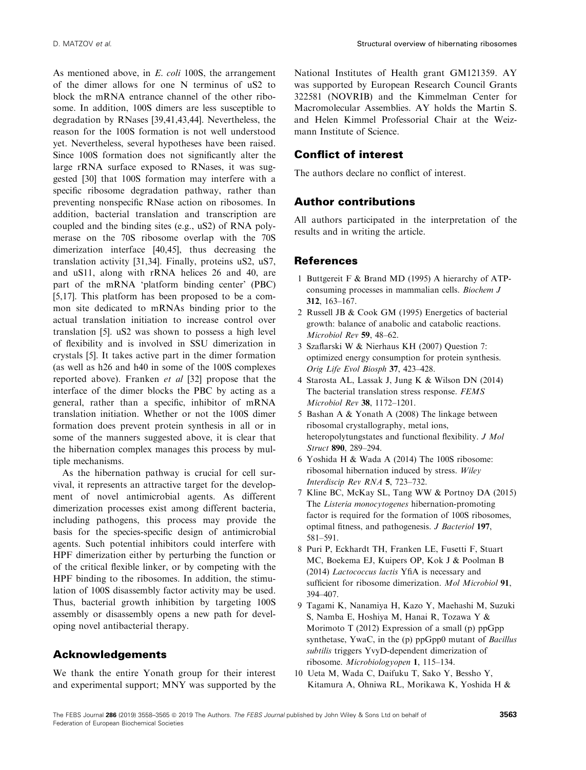As mentioned above, in *E. coli* 100S, the arrangement of the dimer allows for one N terminus of uS2 to block the mRNA entrance channel of the other ribosome. In addition, 100S dimers are less susceptible to degradation by RNases [39,41,43,44]. Nevertheless, the reason for the 100S formation is not well understood yet. Nevertheless, several hypotheses have been raised. Since 100S formation does not significantly alter the large rRNA surface exposed to RNases, it was suggested [30] that 100S formation may interfere with a specific ribosome degradation pathway, rather than preventing nonspecific RNase action on ribosomes. In addition, bacterial translation and transcription are coupled and the binding sites (e.g., uS2) of RNA polymerase on the 70S ribosome overlap with the 70S dimerization interface [40,45], thus decreasing the translation activity [31,34]. Finally, proteins uS2, uS7, and uS11, along with rRNA helices 26 and 40, are part of the mRNA 'platform binding center' (PBC) [5,17]. This platform has been proposed to be a common site dedicated to mRNAs binding prior to the actual translation initiation to increase control over translation [5]. uS2 was shown to possess a high level of flexibility and is involved in SSU dimerization in crystals [5]. It takes active part in the dimer formation (as well as h26 and h40 in some of the 100S complexes reported above). Franken *et al* [32] propose that the interface of the dimer blocks the PBC by acting as a general, rather than a specific, inhibitor of mRNA translation initiation. Whether or not the 100S dimer formation does prevent protein synthesis in all or in some of the manners suggested above, it is clear that the hibernation complex manages this process by multiple mechanisms.

As the hibernation pathway is crucial for cell survival, it represents an attractive target for the development of novel antimicrobial agents. As different dimerization processes exist among different bacteria, including pathogens, this process may provide the basis for the species-specific design of antimicrobial agents. Such potential inhibitors could interfere with HPF dimerization either by perturbing the function or of the critical flexible linker, or by competing with the HPF binding to the ribosomes. In addition, the stimulation of 100S disassembly factor activity may be used. Thus, bacterial growth inhibition by targeting 100S assembly or disassembly opens a new path for developing novel antibacterial therapy.

## Acknowledgements

We thank the entire Yonath group for their interest and experimental support; MNY was supported by the National Institutes of Health grant GM121359. AY was supported by European Research Council Grants 322581 (NOVRIB) and the Kimmelman Center for Macromolecular Assemblies. AY holds the Martin S. and Helen Kimmel Professorial Chair at the Weizmann Institute of Science.

## Conflict of interest

The authors declare no conflict of interest.

## Author contributions

All authors participated in the interpretation of the results and in writing the article.

## References

1 Buttgereit F & Brand MD (1995) A hierarchy of ATP-consuming processes in mammalian cells. *Biochem J* **312**, 163–167.

2 Russell JB & Cook GM (1995) Energetics of bacterial growth: balance of anabolic and catabolic reactions. *Microbiol Rev* **59**, 48–62.

3 Szaflarski W & Nierhaus KH (2007) Question 7: optimized energy consumption for protein synthesis. *Orig Life Evol Biosph* **37**, 423–428.

4 Starosta AL, Lassak J, Jung K & Wilson DN (2014) The bacterial translation stress response. *FEMS Microbiol Rev* **38**, 1172–1201.

5 Bashan A & Yonath A (2008) The linkage between ribosomal crystallography, metal ions, heteropolytungstates and functional flexibility. *J Mol Struct* **890**, 289–294.

6 Yoshida H & Wada A (2014) The 100S ribosome: ribosomal hibernation induced by stress. *Wiley Interdiscip Rev RNA* **5**, 723–732.

7 Kline BC, McKay SL, Tang WW & Portnoy DA (2015) The *Listeria monocytogenes* hibernation-promoting factor is required for the formation of 100S ribosomes, optimal fitness, and pathogenesis. *J Bacteriol* **197**, 581–591.

8 Puri P, Eckhardt TH, Franken LE, Fusetti F, Stuart MC, Boekema EJ, Kuipers OP, Kok J & Poolman B (2014) *Lactococcus lactis* YfiA is necessary and sufficient for ribosome dimerization. *Mol Microbiol* **91**, 394–407.

9 Tagami K, Nanamiya H, Kazo Y, Maehashi M, Suzuki S, Namba E, Hoshiya M, Hanai R, Tozawa Y & Morimoto T (2012) Expression of a small (p) ppGpp synthetase, YwaC, in the (p) ppGpp0 mutant of *Bacillus subtilis* triggers YvyD-dependent dimerization of ribosome. *Microbiologyopen* **1**, 115–134.

10 Ueta M, Wada C, Daifuku T, Sako Y, Bessho Y, Kitamura A, Ohniwa RL, Morikawa K, Yoshida H &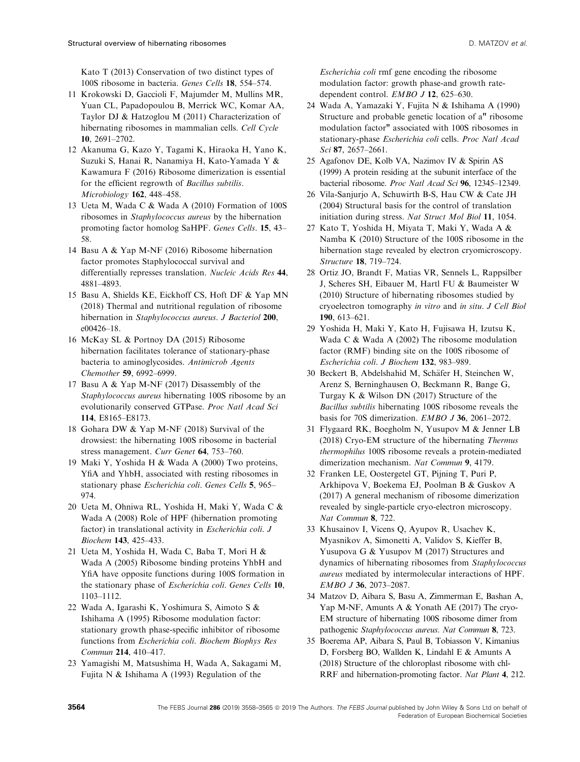Kato T (2013) Conservation of two distinct types of 100S ribosome in bacteria. *Genes Cells* **18**, 554–574.

11 Krokowski D, Gaccioli F, Majumder M, Mullins MR, Yuan CL, Papadopoulou B, Merrick WC, Komar AA, Taylor DJ & Hatzoglou M (2011) Characterization of hibernating ribosomes in mammalian cells. *Cell Cycle* **10**, 2691–2702.

12 Akanuma G, Kazo Y, Tagami K, Hiraoka H, Yano K, Suzuki S, Hanai R, Nanamiya H, Kato-Yamada Y & Kawamura F (2016) Ribosome dimerization is essential for the efficient regrowth of *Bacillus subtilis*. *Microbiology* **162**, 448–458.

13 Ueta M, Wada C & Wada A (2010) Formation of 100S ribosomes in *Staphylococcus aureus* by the hibernation promoting factor homolog SaHPF. *Genes Cells*. **15**, 43–58.

14 Basu A & Yap M-NF (2016) Ribosome hibernation factor promotes Staphylococcal survival and differentially represses translation. *Nucleic Acids Res* **44**, 4881–4893.

15 Basu A, Shields KE, Eickhoff CS, Hoft DF & Yap MN (2018) Thermal and nutritional regulation of ribosome hibernation in *Staphylococcus aureus*. *J Bacteriol* **200**, e00426–18.

16 McKay SL & Portnoy DA (2015) Ribosome hibernation facilitates tolerance of stationary-phase bacteria to aminoglycosides. *Antimicrob Agents Chemother* **59**, 6992–6999.

17 Basu A & Yap M-NF (2017) Disassembly of the *Staphylococcus aureus* hibernating 100S ribosome by an evolutionarily conserved GTPase. *Proc Natl Acad Sci* **114**, E8165–E8173.

18 Gohara DW & Yap M-NF (2018) Survival of the drowsiest: the hibernating 100S ribosome in bacterial stress management. *Curr Genet* **64**, 753–760.

19 Maki Y, Yoshida H & Wada A (2000) Two proteins, YfiA and YhbH, associated with resting ribosomes in stationary phase *Escherichia coli*. *Genes Cells* **5**, 965–974.

20 Ueta M, Ohniwa RL, Yoshida H, Maki Y, Wada C & Wada A (2008) Role of HPF (hibernation promoting factor) in translational activity in *Escherichia coli*. *J Biochem* **143**, 425–433.

21 Ueta M, Yoshida H, Wada C, Baba T, Mori H & Wada A (2005) Ribosome binding proteins YhbH and YfiA have opposite functions during 100S formation in the stationary phase of *Escherichia coli*. *Genes Cells* **10**, 1103–1112.

22 Wada A, Igarashi K, Yoshimura S, Aimoto S & Ishihama A (1995) Ribosome modulation factor: stationary growth phase-specific inhibitor of ribosome functions from *Escherichia coli*. *Biochem Biophys Res Commun* **214**, 410–417.

23 Yamagishi M, Matsushima H, Wada A, Sakagami M, Fujita N & Ishihama A (1993) Regulation of the *Escherichia coli* rmf gene encoding the ribosome modulation factor: growth phase-and growth rate-dependent control. *EMBO J* **12**, 625–630.

24 Wada A, Yamazaki Y, Fujita N & Ishihama A (1990) Structure and probable genetic location of a" ribosome modulation factor" associated with 100S ribosomes in stationary-phase *Escherichia coli* cells. *Proc Natl Acad Sci* **87**, 2657–2661.

25 Agafonov DE, Kolb VA, Nazimov IV & Spirin AS (1999) A protein residing at the subunit interface of the bacterial ribosome. *Proc Natl Acad Sci* **96**, 12345–12349.

26 Vila-Sanjurjo A, Schuwirth B-S, Hau CW & Cate JH (2004) Structural basis for the control of translation initiation during stress. *Nat Struct Mol Biol* **11**, 1054.

27 Kato T, Yoshida H, Miyata T, Maki Y, Wada A & Namba K (2010) Structure of the 100S ribosome in the hibernation stage revealed by electron cryomicroscopy. *Structure* **18**, 719–724.

28 Ortiz JO, Brandt F, Matias VR, Sennels L, Rappsilber J, Scheres SH, Eibauer M, Hartl FU & Baumeister W (2010) Structure of hibernating ribosomes studied by cryoelectron tomography *in vitro* and *in situ*. *J Cell Biol* **190**, 613–621.

29 Yoshida H, Maki Y, Kato H, Fujisawa H, Izutsu K, Wada C & Wada A (2002) The ribosome modulation factor (RMF) binding site on the 100S ribosome of *Escherichia coli*. *J Biochem* **132**, 983–989.

30 Beckert B, Abdelshahid M, Schäfer H, Steinchen W, Arenz S, Berninghausen O, Beckmann R, Bange G, Turgay K & Wilson DN (2017) Structure of the *Bacillus subtilis* hibernating 100S ribosome reveals the basis for 70S dimerization. *EMBO J* **36**, 2061–2072.

31 Flygaard RK, Boegholm N, Yusupov M & Jenner LB (2018) Cryo-EM structure of the hibernating *Thermus thermophilus* 100S ribosome reveals a protein-mediated dimerization mechanism. *Nat Commun* **9**, 4179.

32 Franken LE, Oostergetel GT, Pijning T, Puri P, Arkhipova V, Boekema EJ, Poolman B & Guskov A (2017) A general mechanism of ribosome dimerization revealed by single-particle cryo-electron microscopy. *Nat Commun* **8**, 722.

33 Khusainov I, Vicens Q, Ayupov R, Usachev K, Myasnikov A, Simonetti A, Validov S, Kieffer B, Yusupova G & Yusupov M (2017) Structures and dynamics of hibernating ribosomes from *Staphylococcus aureus* mediated by intermolecular interactions of HPF. *EMBO J* **36**, 2073–2087.

34 Matzov D, Aibara S, Basu A, Zimmerman E, Bashan A, Yap M-NF, Amunts A & Yonath AE (2017) The cryo-EM structure of hibernating 100S ribosome dimer from pathogenic *Staphylococcus aureus*. *Nat Commun* **8**, 723.

35 Boerema AP, Aibara S, Paul B, Tobiasson V, Kimanius D, Forsberg BO, Wallden K, Lindahl E & Amunts A (2018) Structure of the chloroplast ribosome with chl-RRF and hibernation-promoting factor. *Nat Plant* **4**, 212.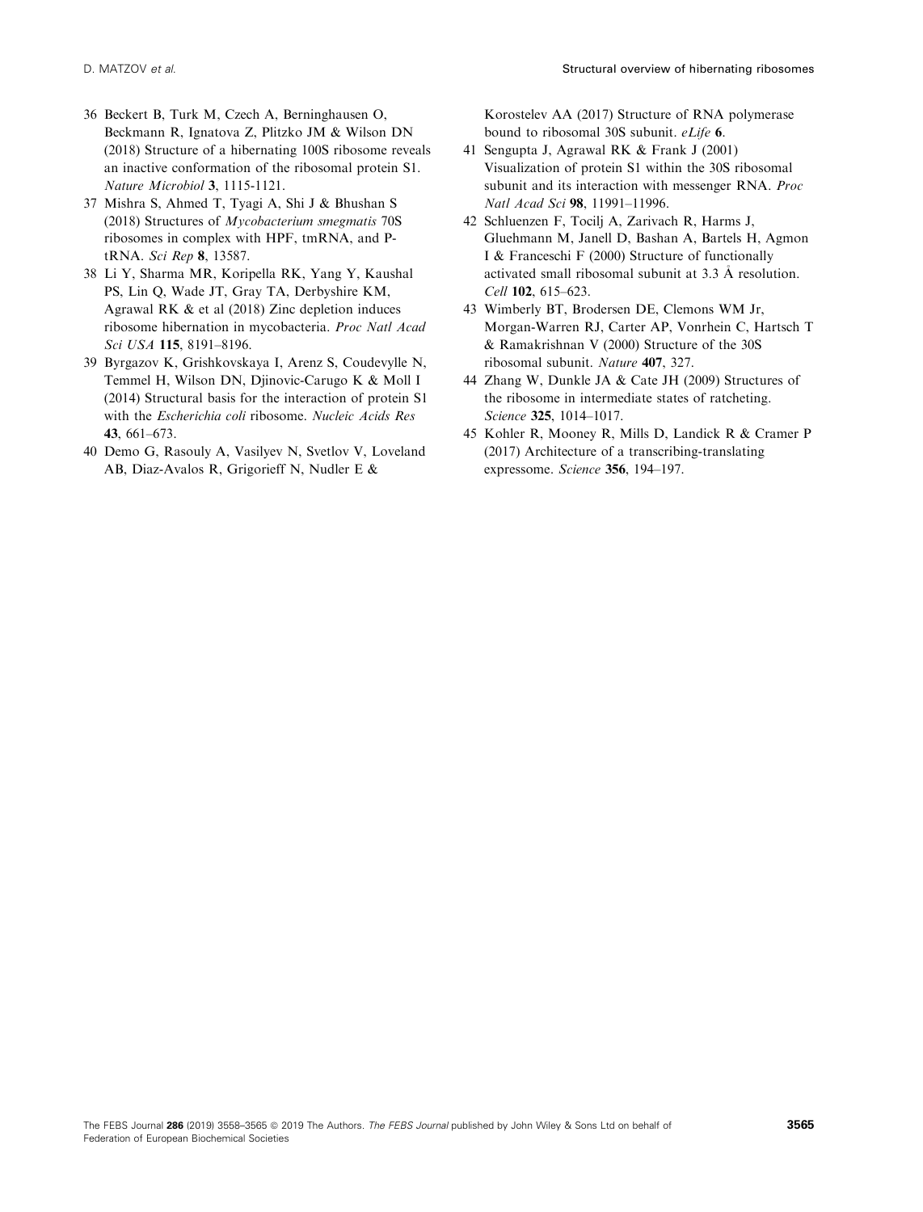36 Beckert B, Turk M, Czech A, Berninghausen O, Beckmann R, Ignatova Z, Plitzko JM & Wilson DN (2018) Structure of a hibernating 100S ribosome reveals an inactive conformation of the ribosomal protein S1. *Nature Microbiol* **3**, 1115-1121.

37 Mishra S, Ahmed T, Tyagi A, Shi J & Bhushan S (2018) Structures of *Mycobacterium smegmatis* 70S ribosomes in complex with HPF, tmRNA, and P-tRNA. *Sci Rep* **8**, 13587.

38 Li Y, Sharma MR, Koripella RK, Yang Y, Kaushal PS, Lin Q, Wade JT, Gray TA, Derbyshire KM, Agrawal RK & et al (2018) Zinc depletion induces ribosome hibernation in mycobacteria. *Proc Natl Acad Sci USA* **115**, 8191–8196.

39 Byrgazov K, Grishkovskaya I, Arenz S, Coudevylle N, Temmel H, Wilson DN, Djinovic-Carugo K & Moll I (2014) Structural basis for the interaction of protein S1 with the *Escherichia coli* ribosome. *Nucleic Acids Res* **43**, 661–673.

40 Demo G, Rasouly A, Vasilyev N, Svetlov V, Loveland AB, Diaz-Avalos R, Grigorieff N, Nudler E & Korostelev AA (2017) Structure of RNA polymerase bound to ribosomal 30S subunit. *eLife* **6**.

41 Sengupta J, Agrawal RK & Frank J (2001) Visualization of protein S1 within the 30S ribosomal subunit and its interaction with messenger RNA. *Proc Natl Acad Sci* **98**, 11991–11996.

42 Schluenzen F, Tocilj A, Zarivach R, Harms J, Gluehmann M, Janell D, Bashan A, Bartels H, Agmon I & Franceschi F (2000) Structure of functionally activated small ribosomal subunit at 3.3 Å resolution. *Cell* **102**, 615–623.

43 Wimberly BT, Brodersen DE, Clemons WM Jr, Morgan-Warren RJ, Carter AP, Vonrhein C, Hartsch T & Ramakrishnan V (2000) Structure of the 30S ribosomal subunit. *Nature* **407**, 327.

44 Zhang W, Dunkle JA & Cate JH (2009) Structures of the ribosome in intermediate states of ratcheting. *Science* **325**, 1014–1017.

45 Kohler R, Mooney R, Mills D, Landick R & Cramer P (2017) Architecture of a transcribing-translating expressome. *Science* **356**, 194–197.